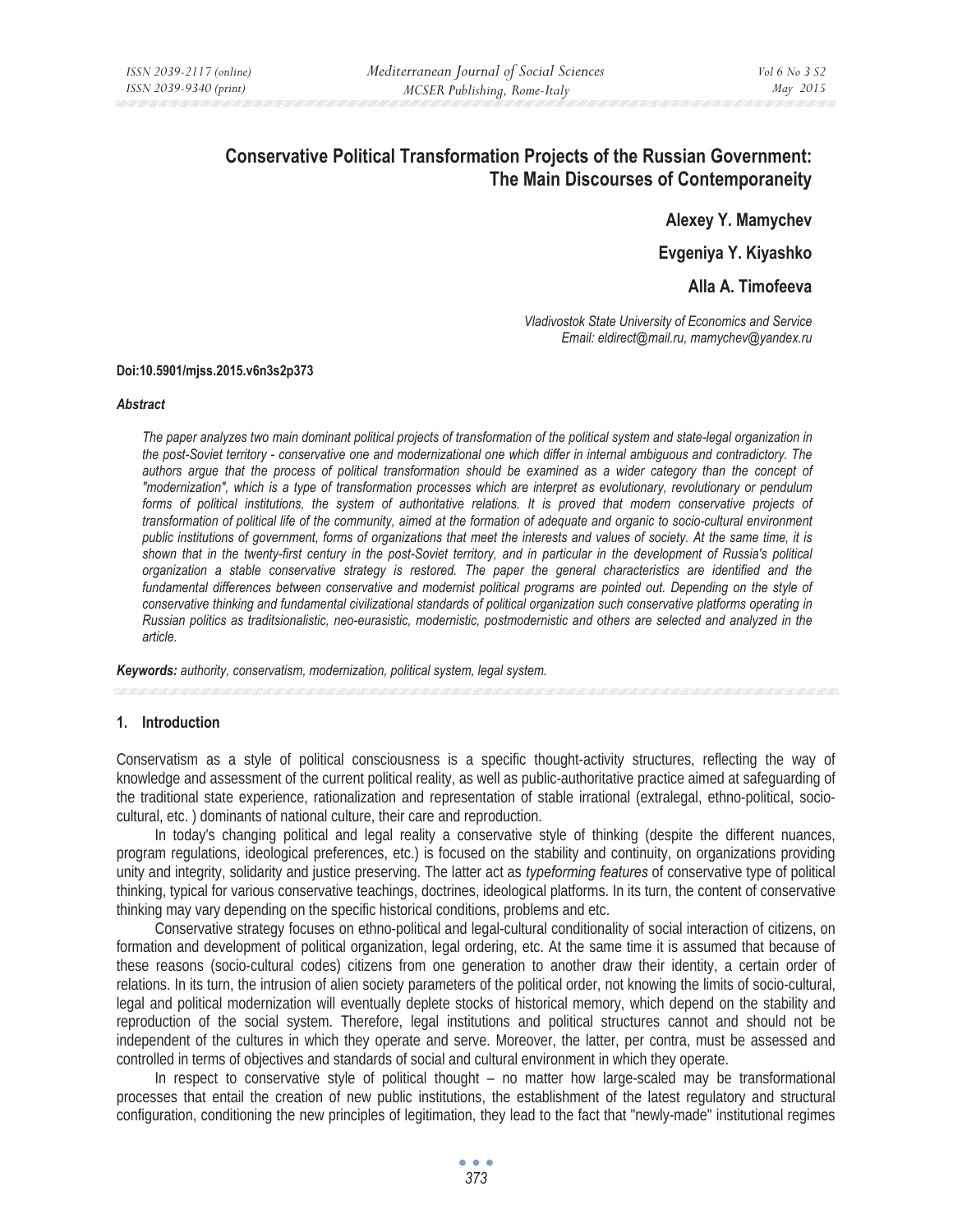# Conservative Political Transformation Projects of the Russian Government: The Main Discourses of Contemporaneity

**Alexey Y. Mamychev**

**Evgeniya Y. Kiyashko**

**Alla A. Timofeeva**

*Vladivostok State University of Economics and Service*
*Email: eldirect@mail.ru, mamychev@yandex.ru*

**Doi:10.5901/mjss.2015.v6n3s2p373**

***Abstract***

*The paper analyzes two main dominant political projects of transformation of the political system and state-legal organization in the post-Soviet territory - conservative one and modernizational one which differ in internal ambiguous and contradictory. The authors argue that the process of political transformation should be examined as a wider category than the concept of "modernization", which is a type of transformation processes which are interpret as evolutionary, revolutionary or pendulum forms of political institutions, the system of authoritative relations. It is proved that modern conservative projects of transformation of political life of the community, aimed at the formation of adequate and organic to socio-cultural environment public institutions of government, forms of organizations that meet the interests and values of society. At the same time, it is shown that in the twenty-first century in the post-Soviet territory, and in particular in the development of Russia's political organization a stable conservative strategy is restored. The paper the general characteristics are identified and the fundamental differences between conservative and modernist political programs are pointed out. Depending on the style of conservative thinking and fundamental civilizational standards of political organization such conservative platforms operating in Russian politics as traditsionalistic, neo-eurasistic, modernistic, postmodernistic and others are selected and analyzed in the article.*

***Keywords:*** *authority, conservatism, modernization, political system, legal system.*

## 1. Introduction

Conservatism as a style of political consciousness is a specific thought-activity structures, reflecting the way of knowledge and assessment of the current political reality, as well as public-authoritative practice aimed at safeguarding of the traditional state experience, rationalization and representation of stable irrational (extralegal, ethno-political, socio-cultural, etc. ) dominants of national culture, their care and reproduction.

In today's changing political and legal reality a conservative style of thinking (despite the different nuances, program regulations, ideological preferences, etc.) is focused on the stability and continuity, on organizations providing unity and integrity, solidarity and justice preserving. The latter act as *typeforming features* of conservative type of political thinking, typical for various conservative teachings, doctrines, ideological platforms. In its turn, the content of conservative thinking may vary depending on the specific historical conditions, problems and etc.

Conservative strategy focuses on ethno-political and legal-cultural conditionality of social interaction of citizens, on formation and development of political organization, legal ordering, etc. At the same time it is assumed that because of these reasons (socio-cultural codes) citizens from one generation to another draw their identity, a certain order of relations. In its turn, the intrusion of alien society parameters of the political order, not knowing the limits of socio-cultural, legal and political modernization will eventually deplete stocks of historical memory, which depend on the stability and reproduction of the social system. Therefore, legal institutions and political structures cannot and should not be independent of the cultures in which they operate and serve. Moreover, the latter, per contra, must be assessed and controlled in terms of objectives and standards of social and cultural environment in which they operate.

In respect to conservative style of political thought – no matter how large-scaled may be transformational processes that entail the creation of new public institutions, the establishment of the latest regulatory and structural configuration, conditioning the new principles of legitimation, they lead to the fact that "newly-made" institutional regimes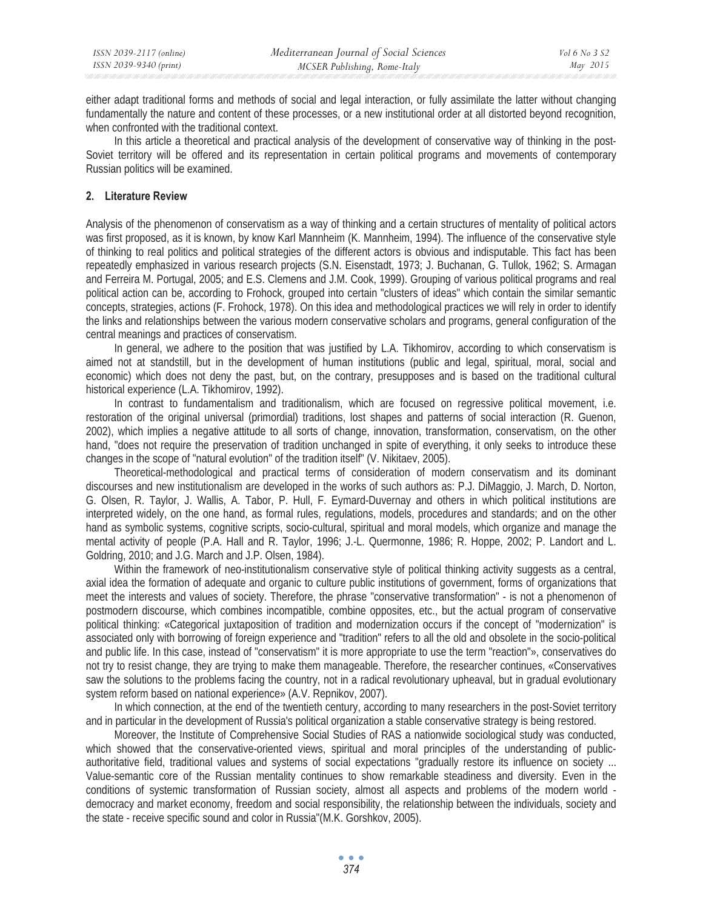either adapt traditional forms and methods of social and legal interaction, or fully assimilate the latter without changing fundamentally the nature and content of these processes, or a new institutional order at all distorted beyond recognition, when confronted with the traditional context.

In this article a theoretical and practical analysis of the development of conservative way of thinking in the post-Soviet territory will be offered and its representation in certain political programs and movements of contemporary Russian politics will be examined.

## 2. Literature Review

Analysis of the phenomenon of conservatism as a way of thinking and a certain structures of mentality of political actors was first proposed, as it is known, by know Karl Mannheim (K. Mannheim, 1994). The influence of the conservative style of thinking to real politics and political strategies of the different actors is obvious and indisputable. This fact has been repeatedly emphasized in various research projects (S.N. Eisenstadt, 1973; J. Buchanan, G. Tullok, 1962; S. Armagan and Ferreira M. Portugal, 2005; and E.S. Clemens and J.M. Cook, 1999). Grouping of various political programs and real political action can be, according to Frohock, grouped into certain "clusters of ideas" which contain the similar semantic concepts, strategies, actions (F. Frohock, 1978). On this idea and methodological practices we will rely in order to identify the links and relationships between the various modern conservative scholars and programs, general configuration of the central meanings and practices of conservatism.

In general, we adhere to the position that was justified by L.A. Tikhomirov, according to which conservatism is aimed not at standstill, but in the development of human institutions (public and legal, spiritual, moral, social and economic) which does not deny the past, but, on the contrary, presupposes and is based on the traditional cultural historical experience (L.A. Tikhomirov, 1992).

In contrast to fundamentalism and traditionalism, which are focused on regressive political movement, i.e. restoration of the original universal (primordial) traditions, lost shapes and patterns of social interaction (R. Guenon, 2002), which implies a negative attitude to all sorts of change, innovation, transformation, conservatism, on the other hand, "does not require the preservation of tradition unchanged in spite of everything, it only seeks to introduce these changes in the scope of "natural evolution" of the tradition itself" (V. Nikitaev, 2005).

Theoretical-methodological and practical terms of consideration of modern conservatism and its dominant discourses and new institutionalism are developed in the works of such authors as: P.J. DiMaggio, J. March, D. Norton, G. Olsen, R. Taylor, J. Wallis, A. Tabor, P. Hull, F. Eymard-Duvernay and others in which political institutions are interpreted widely, on the one hand, as formal rules, regulations, models, procedures and standards; and on the other hand as symbolic systems, cognitive scripts, socio-cultural, spiritual and moral models, which organize and manage the mental activity of people (P.A. Hall and R. Taylor, 1996; J.-L. Quermonne, 1986; R. Hoppe, 2002; P. Landort and L. Goldring, 2010; and J.G. March and J.P. Olsen, 1984).

Within the framework of neo-institutionalism conservative style of political thinking activity suggests as a central, axial idea the formation of adequate and organic to culture public institutions of government, forms of organizations that meet the interests and values of society. Therefore, the phrase "conservative transformation" - is not a phenomenon of postmodern discourse, which combines incompatible, combine opposites, etc., but the actual program of conservative political thinking: «Categorical juxtaposition of tradition and modernization occurs if the concept of "modernization" is associated only with borrowing of foreign experience and "tradition" refers to all the old and obsolete in the socio-political and public life. In this case, instead of "conservatism" it is more appropriate to use the term "reaction"», conservatives do not try to resist change, they are trying to make them manageable. Therefore, the researcher continues, «Conservatives saw the solutions to the problems facing the country, not in a radical revolutionary upheaval, but in gradual evolutionary system reform based on national experience» (A.V. Repnikov, 2007).

In which connection, at the end of the twentieth century, according to many researchers in the post-Soviet territory and in particular in the development of Russia's political organization a stable conservative strategy is being restored.

Moreover, the Institute of Comprehensive Social Studies of RAS a nationwide sociological study was conducted, which showed that the conservative-oriented views, spiritual and moral principles of the understanding of public-authoritative field, traditional values and systems of social expectations "gradually restore its influence on society ... Value-semantic core of the Russian mentality continues to show remarkable steadiness and diversity. Even in the conditions of systemic transformation of Russian society, almost all aspects and problems of the modern world - democracy and market economy, freedom and social responsibility, the relationship between the individuals, society and the state - receive specific sound and color in Russia"(M.K. Gorshkov, 2005).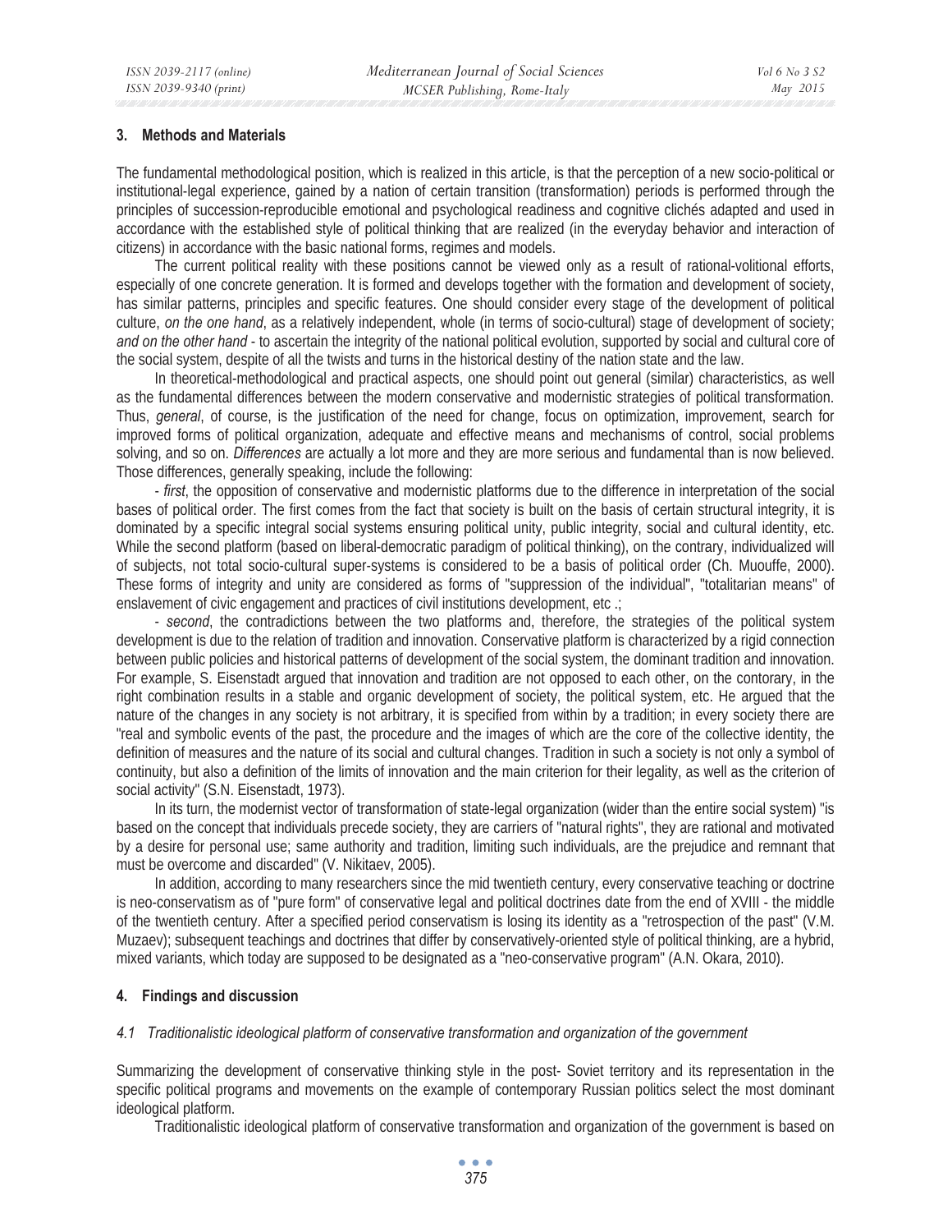## 3. Methods and Materials

The fundamental methodological position, which is realized in this article, is that the perception of a new socio-political or institutional-legal experience, gained by a nation of certain transition (transformation) periods is performed through the principles of succession-reproducible emotional and psychological readiness and cognitive clichés adapted and used in accordance with the established style of political thinking that are realized (in the everyday behavior and interaction of citizens) in accordance with the basic national forms, regimes and models.

The current political reality with these positions cannot be viewed only as a result of rational-volitional efforts, especially of one concrete generation. It is formed and develops together with the formation and development of society, has similar patterns, principles and specific features. One should consider every stage of the development of political culture, *on the one hand*, as a relatively independent, whole (in terms of socio-cultural) stage of development of society; *and on the other hand* - to ascertain the integrity of the national political evolution, supported by social and cultural core of the social system, despite of all the twists and turns in the historical destiny of the nation state and the law.

In theoretical-methodological and practical aspects, one should point out general (similar) characteristics, as well as the fundamental differences between the modern conservative and modernistic strategies of political transformation. Thus, *general*, of course, is the justification of the need for change, focus on optimization, improvement, search for improved forms of political organization, adequate and effective means and mechanisms of control, social problems solving, and so on. *Differences* are actually a lot more and they are more serious and fundamental than is now believed. Those differences, generally speaking, include the following:

- *first*, the opposition of conservative and modernistic platforms due to the difference in interpretation of the social bases of political order. The first comes from the fact that society is built on the basis of certain structural integrity, it is dominated by a specific integral social systems ensuring political unity, public integrity, social and cultural identity, etc. While the second platform (based on liberal-democratic paradigm of political thinking), on the contrary, individualized will of subjects, not total socio-cultural super-systems is considered to be a basis of political order (Ch. Muouffe, 2000). These forms of integrity and unity are considered as forms of "suppression of the individual", "totalitarian means" of enslavement of civic engagement and practices of civil institutions development, etc .;

- *second*, the contradictions between the two platforms and, therefore, the strategies of the political system development is due to the relation of tradition and innovation. Conservative platform is characterized by a rigid connection between public policies and historical patterns of development of the social system, the dominant tradition and innovation. For example, S. Eisenstadt argued that innovation and tradition are not opposed to each other, on the contorary, in the right combination results in a stable and organic development of society, the political system, etc. He argued that the nature of the changes in any society is not arbitrary, it is specified from within by a tradition; in every society there are "real and symbolic events of the past, the procedure and the images of which are the core of the collective identity, the definition of measures and the nature of its social and cultural changes. Tradition in such a society is not only a symbol of continuity, but also a definition of the limits of innovation and the main criterion for their legality, as well as the criterion of social activity" (S.N. Eisenstadt, 1973).

In its turn, the modernist vector of transformation of state-legal organization (wider than the entire social system) "is based on the concept that individuals precede society, they are carriers of "natural rights", they are rational and motivated by a desire for personal use; same authority and tradition, limiting such individuals, are the prejudice and remnant that must be overcome and discarded" (V. Nikitaev, 2005).

In addition, according to many researchers since the mid twentieth century, every conservative teaching or doctrine is neo-conservatism as of "pure form" of conservative legal and political doctrines date from the end of XVIII - the middle of the twentieth century. After a specified period conservatism is losing its identity as a "retrospection of the past" (V.M. Muzaev); subsequent teachings and doctrines that differ by conservatively-oriented style of political thinking, are a hybrid, mixed variants, which today are supposed to be designated as a "neo-conservative program" (A.N. Okara, 2010).

## 4. Findings and discussion

### *4.1 Traditionalistic ideological platform of conservative transformation and organization of the government*

Summarizing the development of conservative thinking style in the post- Soviet territory and its representation in the specific political programs and movements on the example of contemporary Russian politics select the most dominant ideological platform.

Traditionalistic ideological platform of conservative transformation and organization of the government is based on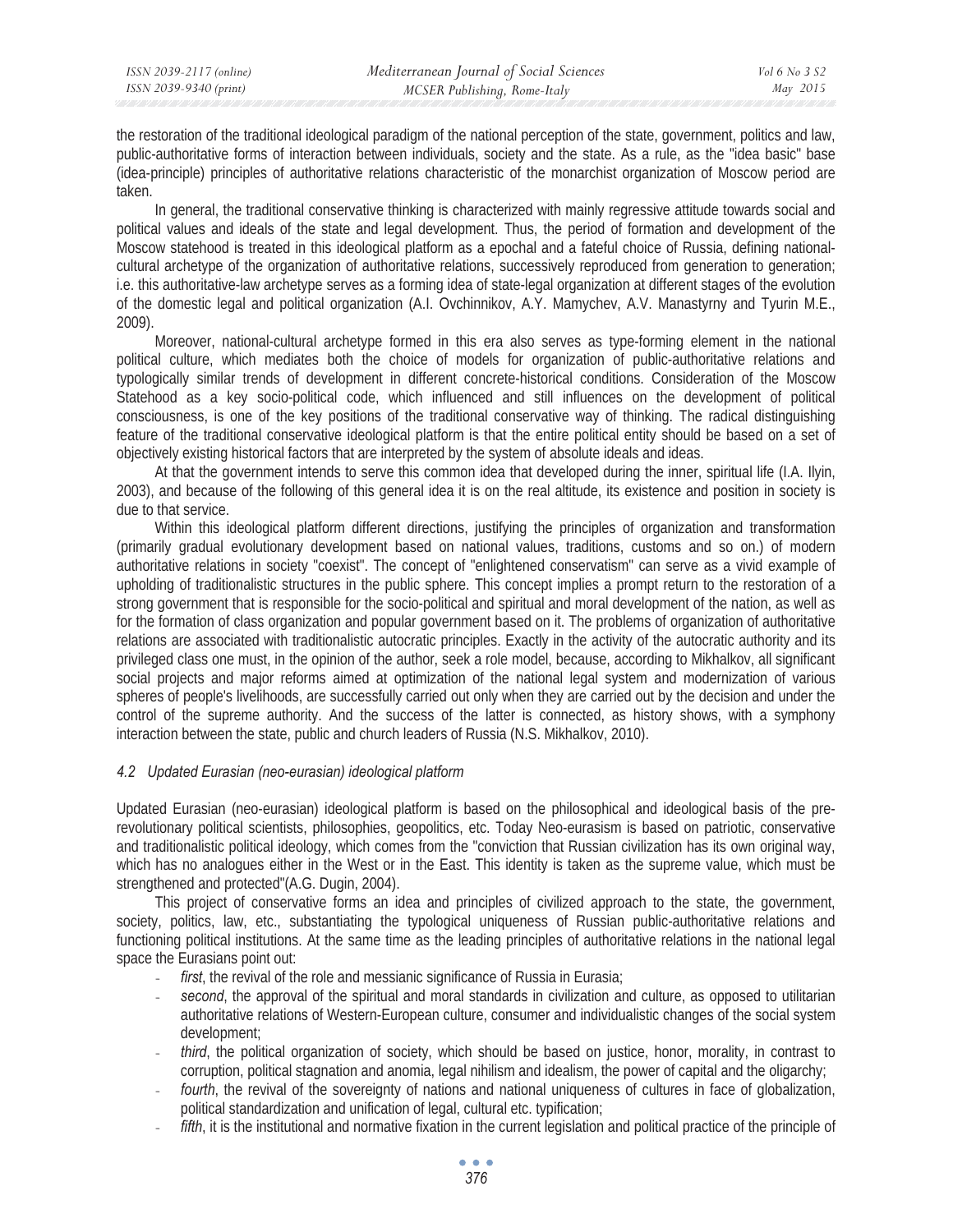the restoration of the traditional ideological paradigm of the national perception of the state, government, politics and law, public-authoritative forms of interaction between individuals, society and the state. As a rule, as the "idea basic" base (idea-principle) principles of authoritative relations characteristic of the monarchist organization of Moscow period are taken.

In general, the traditional conservative thinking is characterized with mainly regressive attitude towards social and political values and ideals of the state and legal development. Thus, the period of formation and development of the Moscow statehood is treated in this ideological platform as a epochal and a fateful choice of Russia, defining national-cultural archetype of the organization of authoritative relations, successively reproduced from generation to generation; i.e. this authoritative-law archetype serves as a forming idea of state-legal organization at different stages of the evolution of the domestic legal and political organization (A.I. Ovchinnikov, A.Y. Mamychev, A.V. Manastyrny and Tyurin M.E., 2009).

Moreover, national-cultural archetype formed in this era also serves as type-forming element in the national political culture, which mediates both the choice of models for organization of public-authoritative relations and typologically similar trends of development in different concrete-historical conditions. Consideration of the Moscow Statehood as a key socio-political code, which influenced and still influences on the development of political consciousness, is one of the key positions of the traditional conservative way of thinking. The radical distinguishing feature of the traditional conservative ideological platform is that the entire political entity should be based on a set of objectively existing historical factors that are interpreted by the system of absolute ideals and ideas.

At that the government intends to serve this common idea that developed during the inner, spiritual life (I.A. Ilyin, 2003), and because of the following of this general idea it is on the real altitude, its existence and position in society is due to that service.

Within this ideological platform different directions, justifying the principles of organization and transformation (primarily gradual evolutionary development based on national values, traditions, customs and so on.) of modern authoritative relations in society "coexist". The concept of "enlightened conservatism" can serve as a vivid example of upholding of traditionalistic structures in the public sphere. This concept implies a prompt return to the restoration of a strong government that is responsible for the socio-political and spiritual and moral development of the nation, as well as for the formation of class organization and popular government based on it. The problems of organization of authoritative relations are associated with traditionalistic autocratic principles. Exactly in the activity of the autocratic authority and its privileged class one must, in the opinion of the author, seek a role model, because, according to Mikhalkov, all significant social projects and major reforms aimed at optimization of the national legal system and modernization of various spheres of people's livelihoods, are successfully carried out only when they are carried out by the decision and under the control of the supreme authority. And the success of the latter is connected, as history shows, with a symphony interaction between the state, public and church leaders of Russia (N.S. Mikhalkov, 2010).

### *4.2 Updated Eurasian (neo-eurasian) ideological platform*

Updated Eurasian (neo-eurasian) ideological platform is based on the philosophical and ideological basis of the pre-revolutionary political scientists, philosophies, geopolitics, etc. Today Neo-eurasism is based on patriotic, conservative and traditionalistic political ideology, which comes from the "conviction that Russian civilization has its own original way, which has no analogues either in the West or in the East. This identity is taken as the supreme value, which must be strengthened and protected"(A.G. Dugin, 2004).

This project of conservative forms an idea and principles of civilized approach to the state, the government, society, politics, law, etc., substantiating the typological uniqueness of Russian public-authoritative relations and functioning political institutions. At the same time as the leading principles of authoritative relations in the national legal space the Eurasians point out:

- *first*, the revival of the role and messianic significance of Russia in Eurasia;
- *second*, the approval of the spiritual and moral standards in civilization and culture, as opposed to utilitarian authoritative relations of Western-European culture, consumer and individualistic changes of the social system development;
- *third*, the political organization of society, which should be based on justice, honor, morality, in contrast to corruption, political stagnation and anomia, legal nihilism and idealism, the power of capital and the oligarchy;
- *fourth*, the revival of the sovereignty of nations and national uniqueness of cultures in face of globalization, political standardization and unification of legal, cultural etc. typification;
- *fifth*, it is the institutional and normative fixation in the current legislation and political practice of the principle of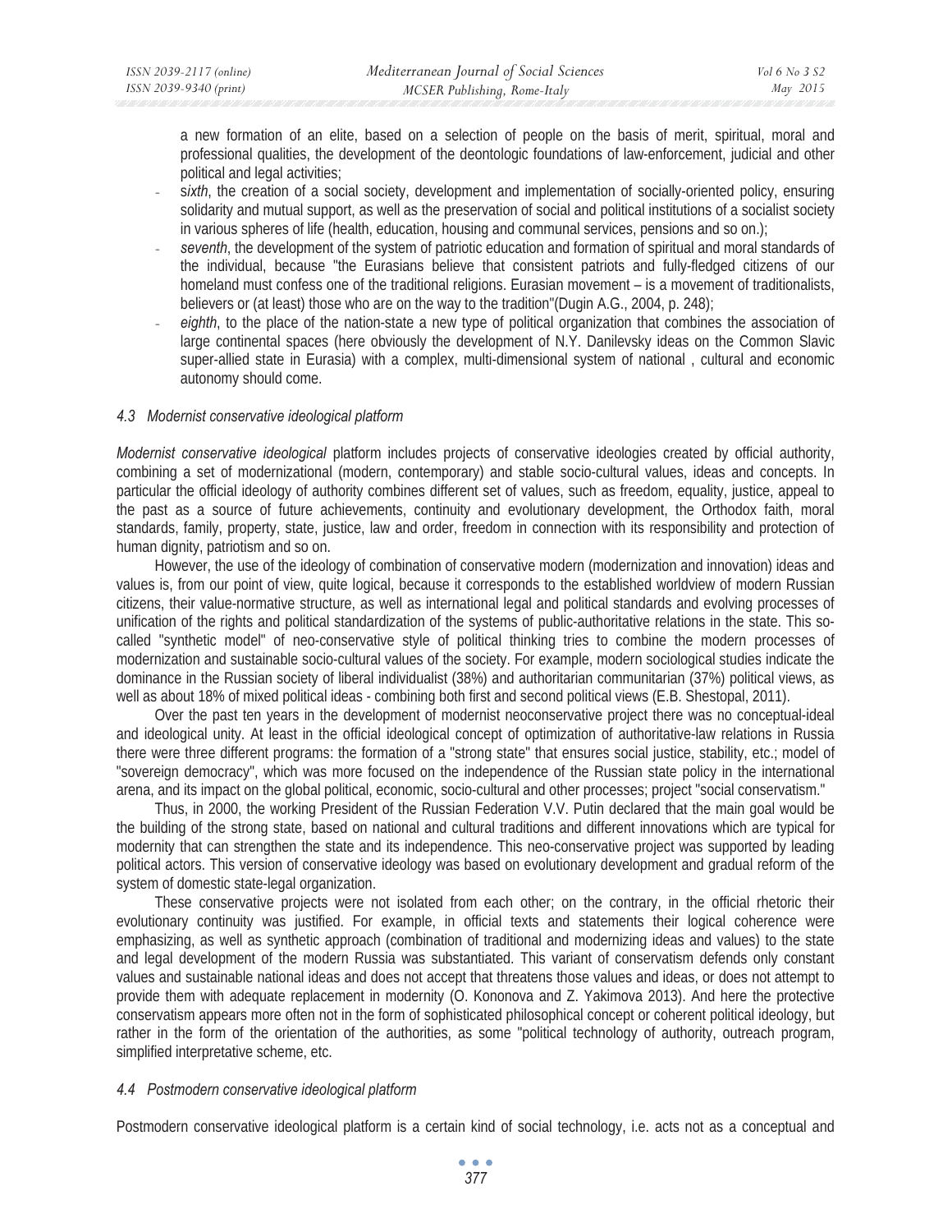a new formation of an elite, based on a selection of people on the basis of merit, spiritual, moral and professional qualities, the development of the deontologic foundations of law-enforcement, judicial and other political and legal activities;

- *sixth*, the creation of a social society, development and implementation of socially-oriented policy, ensuring solidarity and mutual support, as well as the preservation of social and political institutions of a socialist society in various spheres of life (health, education, housing and communal services, pensions and so on.);
- *seventh*, the development of the system of patriotic education and formation of spiritual and moral standards of the individual, because "the Eurasians believe that consistent patriots and fully-fledged citizens of our homeland must confess one of the traditional religions. Eurasian movement – is a movement of traditionalists, believers or (at least) those who are on the way to the tradition"(Dugin A.G., 2004, p. 248);
- *eighth*, to the place of the nation-state a new type of political organization that combines the association of large continental spaces (here obviously the development of N.Y. Danilevsky ideas on the Common Slavic super-allied state in Eurasia) with a complex, multi-dimensional system of national , cultural and economic autonomy should come.

### *4.3 Modernist conservative ideological platform*

*Modernist conservative ideological* platform includes projects of conservative ideologies created by official authority, combining a set of modernizational (modern, contemporary) and stable socio-cultural values, ideas and concepts. In particular the official ideology of authority combines different set of values, such as freedom, equality, justice, appeal to the past as a source of future achievements, continuity and evolutionary development, the Orthodox faith, moral standards, family, property, state, justice, law and order, freedom in connection with its responsibility and protection of human dignity, patriotism and so on.

However, the use of the ideology of combination of conservative modern (modernization and innovation) ideas and values is, from our point of view, quite logical, because it corresponds to the established worldview of modern Russian citizens, their value-normative structure, as well as international legal and political standards and evolving processes of unification of the rights and political standardization of the systems of public-authoritative relations in the state. This so-called "synthetic model" of neo-conservative style of political thinking tries to combine the modern processes of modernization and sustainable socio-cultural values of the society. For example, modern sociological studies indicate the dominance in the Russian society of liberal individualist (38%) and authoritarian communitarian (37%) political views, as well as about 18% of mixed political ideas - combining both first and second political views (E.B. Shestopal, 2011).

Over the past ten years in the development of modernist neoconservative project there was no conceptual-ideal and ideological unity. At least in the official ideological concept of optimization of authoritative-law relations in Russia there were three different programs: the formation of a "strong state" that ensures social justice, stability, etc.; model of "sovereign democracy", which was more focused on the independence of the Russian state policy in the international arena, and its impact on the global political, economic, socio-cultural and other processes; project "social conservatism."

Thus, in 2000, the working President of the Russian Federation V.V. Putin declared that the main goal would be the building of the strong state, based on national and cultural traditions and different innovations which are typical for modernity that can strengthen the state and its independence. This neo-conservative project was supported by leading political actors. This version of conservative ideology was based on evolutionary development and gradual reform of the system of domestic state-legal organization.

These conservative projects were not isolated from each other; on the contrary, in the official rhetoric their evolutionary continuity was justified. For example, in official texts and statements their logical coherence were emphasizing, as well as synthetic approach (combination of traditional and modernizing ideas and values) to the state and legal development of the modern Russia was substantiated. This variant of conservatism defends only constant values and sustainable national ideas and does not accept that threatens those values and ideas, or does not attempt to provide them with adequate replacement in modernity (O. Kononova and Z. Yakimova 2013). And here the protective conservatism appears more often not in the form of sophisticated philosophical concept or coherent political ideology, but rather in the form of the orientation of the authorities, as some "political technology of authority, outreach program, simplified interpretative scheme, etc.

### *4.4 Postmodern conservative ideological platform*

Postmodern conservative ideological platform is a certain kind of social technology, i.e. acts not as a conceptual and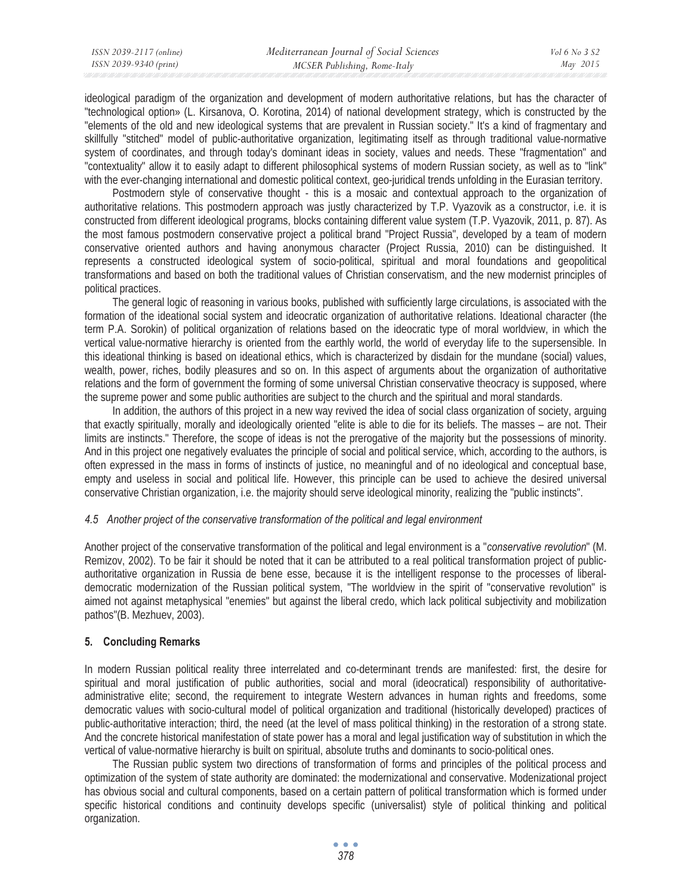ideological paradigm of the organization and development of modern authoritative relations, but has the character of "technological option» (L. Kirsanova, O. Korotina, 2014) of national development strategy, which is constructed by the "elements of the old and new ideological systems that are prevalent in Russian society." It's a kind of fragmentary and skillfully "stitched" model of public-authoritative organization, legitimating itself as through traditional value-normative system of coordinates, and through today's dominant ideas in society, values and needs. These "fragmentation" and "contextuality" allow it to easily adapt to different philosophical systems of modern Russian society, as well as to "link" with the ever-changing international and domestic political context, geo-juridical trends unfolding in the Eurasian territory.

Postmodern style of conservative thought - this is a mosaic and contextual approach to the organization of authoritative relations. This postmodern approach was justly characterized by T.P. Vyazovik as a constructor, i.e. it is constructed from different ideological programs, blocks containing different value system (T.P. Vyazovik, 2011, p. 87). As the most famous postmodern conservative project a political brand "Project Russia", developed by a team of modern conservative oriented authors and having anonymous character (Project Russia, 2010) can be distinguished. It represents a constructed ideological system of socio-political, spiritual and moral foundations and geopolitical transformations and based on both the traditional values of Christian conservatism, and the new modernist principles of political practices.

The general logic of reasoning in various books, published with sufficiently large circulations, is associated with the formation of the ideational social system and ideocratic organization of authoritative relations. Ideational character (the term P.A. Sorokin) of political organization of relations based on the ideocratic type of moral worldview, in which the vertical value-normative hierarchy is oriented from the earthly world, the world of everyday life to the supersensible. In this ideational thinking is based on ideational ethics, which is characterized by disdain for the mundane (social) values, wealth, power, riches, bodily pleasures and so on. In this aspect of arguments about the organization of authoritative relations and the form of government the forming of some universal Christian conservative theocracy is supposed, where the supreme power and some public authorities are subject to the church and the spiritual and moral standards.

In addition, the authors of this project in a new way revived the idea of social class organization of society, arguing that exactly spiritually, morally and ideologically oriented "elite is able to die for its beliefs. The masses – are not. Their limits are instincts." Therefore, the scope of ideas is not the prerogative of the majority but the possessions of minority. And in this project one negatively evaluates the principle of social and political service, which, according to the authors, is often expressed in the mass in forms of instincts of justice, no meaningful and of no ideological and conceptual base, empty and useless in social and political life. However, this principle can be used to achieve the desired universal conservative Christian organization, i.e. the majority should serve ideological minority, realizing the "public instincts".

### *4.5 Another project of the conservative transformation of the political and legal environment*

Another project of the conservative transformation of the political and legal environment is a "*conservative revolution*" (M. Remizov, 2002). To be fair it should be noted that it can be attributed to a real political transformation project of public-authoritative organization in Russia de bene esse, because it is the intelligent response to the processes of liberal-democratic modernization of the Russian political system, "The worldview in the spirit of "conservative revolution" is aimed not against metaphysical "enemies" but against the liberal credo, which lack political subjectivity and mobilization pathos"(B. Mezhuev, 2003).

## 5. Concluding Remarks

In modern Russian political reality three interrelated and co-determinant trends are manifested: first, the desire for spiritual and moral justification of public authorities, social and moral (ideocratical) responsibility of authoritative-administrative elite; second, the requirement to integrate Western advances in human rights and freedoms, some democratic values with socio-cultural model of political organization and traditional (historically developed) practices of public-authoritative interaction; third, the need (at the level of mass political thinking) in the restoration of a strong state. And the concrete historical manifestation of state power has a moral and legal justification way of substitution in which the vertical of value-normative hierarchy is built on spiritual, absolute truths and dominants to socio-political ones.

The Russian public system two directions of transformation of forms and principles of the political process and optimization of the system of state authority are dominated: the modernizational and conservative. Modenizational project has obvious social and cultural components, based on a certain pattern of political transformation which is formed under specific historical conditions and continuity develops specific (universalist) style of political thinking and political organization.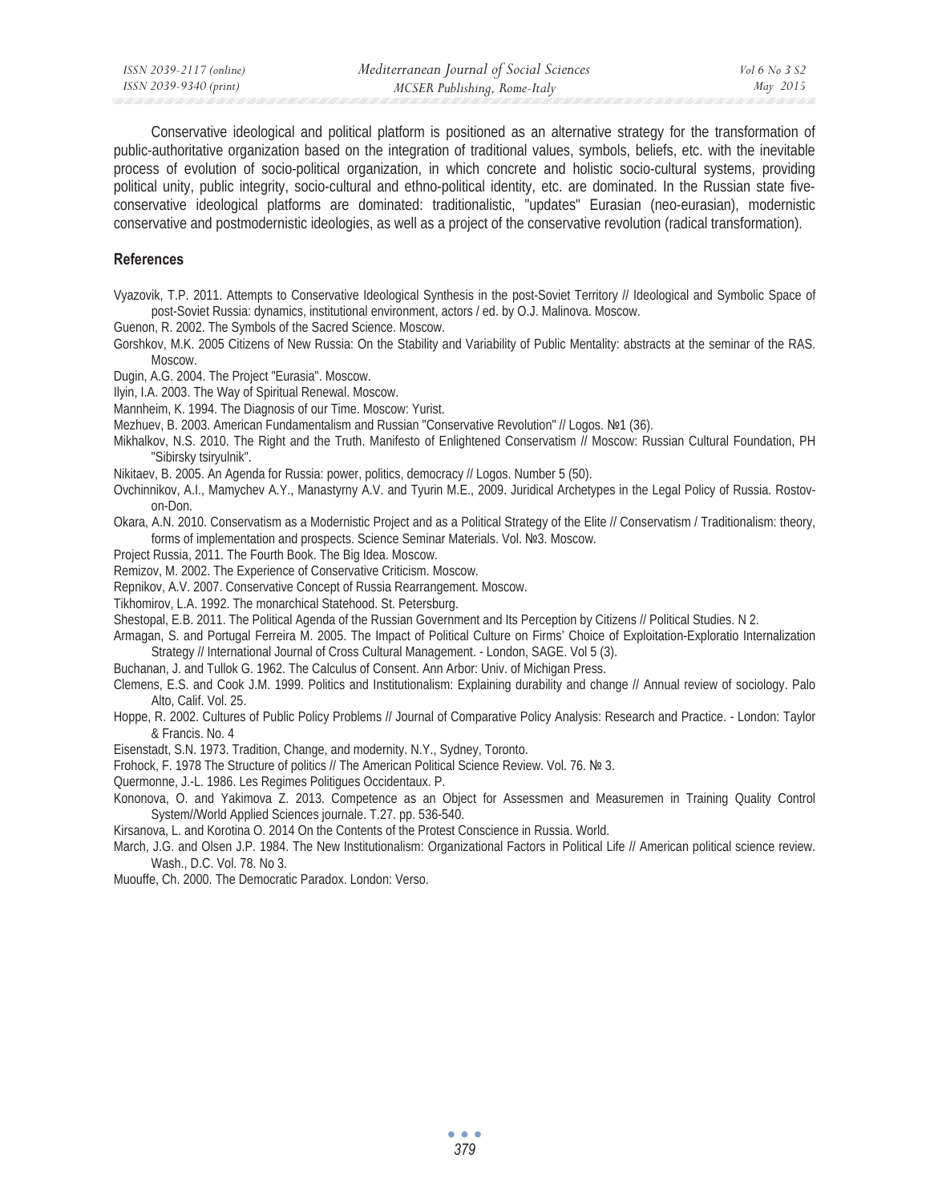Conservative ideological and political platform is positioned as an alternative strategy for the transformation of public-authoritative organization based on the integration of traditional values, symbols, beliefs, etc. with the inevitable process of evolution of socio-political organization, in which concrete and holistic socio-cultural systems, providing political unity, public integrity, socio-cultural and ethno-political identity, etc. are dominated. In the Russian state five-conservative ideological platforms are dominated: traditionalistic, "updates" Eurasian (neo-eurasian), modernistic conservative and postmodernistic ideologies, as well as a project of the conservative revolution (radical transformation).

## References

Vyazovik, T.P. 2011. Attempts to Conservative Ideological Synthesis in the post-Soviet Territory // Ideological and Symbolic Space of post-Soviet Russia: dynamics, institutional environment, actors / ed. by O.J. Malinova. Moscow.

Guenon, R. 2002. The Symbols of the Sacred Science. Moscow.

Gorshkov, M.K. 2005 Citizens of New Russia: On the Stability and Variability of Public Mentality: abstracts at the seminar of the RAS. Moscow.

Dugin, A.G. 2004. The Project "Eurasia". Moscow.

Ilyin, I.A. 2003. The Way of Spiritual Renewal. Moscow.

Mannheim, K. 1994. The Diagnosis of our Time. Moscow: Yurist.

Mezhuev, B. 2003. American Fundamentalism and Russian "Conservative Revolution" // Logos. №1 (36).

Mikhalkov, N.S. 2010. The Right and the Truth. Manifesto of Enlightened Conservatism // Moscow: Russian Cultural Foundation, PH "Sibirsky tsiryulnik".

Nikitaev, B. 2005. An Agenda for Russia: power, politics, democracy // Logos. Number 5 (50).

Ovchinnikov, A.I., Mamychev A.Y., Manastyrny A.V. and Tyurin M.E., 2009. Juridical Archetypes in the Legal Policy of Russia. Rostov-on-Don.

Okara, A.N. 2010. Conservatism as a Modernistic Project and as a Political Strategy of the Elite // Conservatism / Traditionalism: theory, forms of implementation and prospects. Science Seminar Materials. Vol. №3. Moscow.

Project Russia, 2011. The Fourth Book. The Big Idea. Moscow.

Remizov, M. 2002. The Experience of Conservative Criticism. Moscow.

Repnikov, A.V. 2007. Conservative Concept of Russia Rearrangement. Moscow.

Tikhomirov, L.A. 1992. The monarchical Statehood. St. Petersburg.

Shestopal, E.B. 2011. The Political Agenda of the Russian Government and Its Perception by Citizens // Political Studies. N 2.

Armagan, S. and Portugal Ferreira M. 2005. The Impact of Political Culture on Firms' Choice of Exploitation-Exploratio Internalization Strategy // International Journal of Cross Cultural Management. - London, SAGE. Vol 5 (3).

Buchanan, J. and Tullok G. 1962. The Calculus of Consent. Ann Arbor: Univ. of Michigan Press.

Clemens, E.S. and Cook J.M. 1999. Politics and Institutionalism: Explaining durability and change // Annual review of sociology. Palo Alto, Calif. Vol. 25.

Hoppe, R. 2002. Cultures of Public Policy Problems // Journal of Comparative Policy Analysis: Research and Practice. - London: Taylor & Francis. No. 4

Eisenstadt, S.N. 1973. Tradition, Change, and modernity. N.Y., Sydney, Toronto.

Frohock, F. 1978 The Structure of politics // The American Political Science Review. Vol. 76. № 3.

Quermonne, J.-L. 1986. Les Regimes Politigues Occidentaux. P.

Kononova, O. and Yakimova Z. 2013. Competence as an Object for Assessmen and Measuremen in Training Quality Control System//World Applied Sciences journale. T.27. pp. 536-540.

Kirsanova, L. and Korotina O. 2014 On the Contents of the Protest Conscience in Russia. World.

March, J.G. and Olsen J.P. 1984. The New Institutionalism: Organizational Factors in Political Life // American political science review. Wash., D.C. Vol. 78. No 3.

Muouffe, Ch. 2000. The Democratic Paradox. London: Verso.